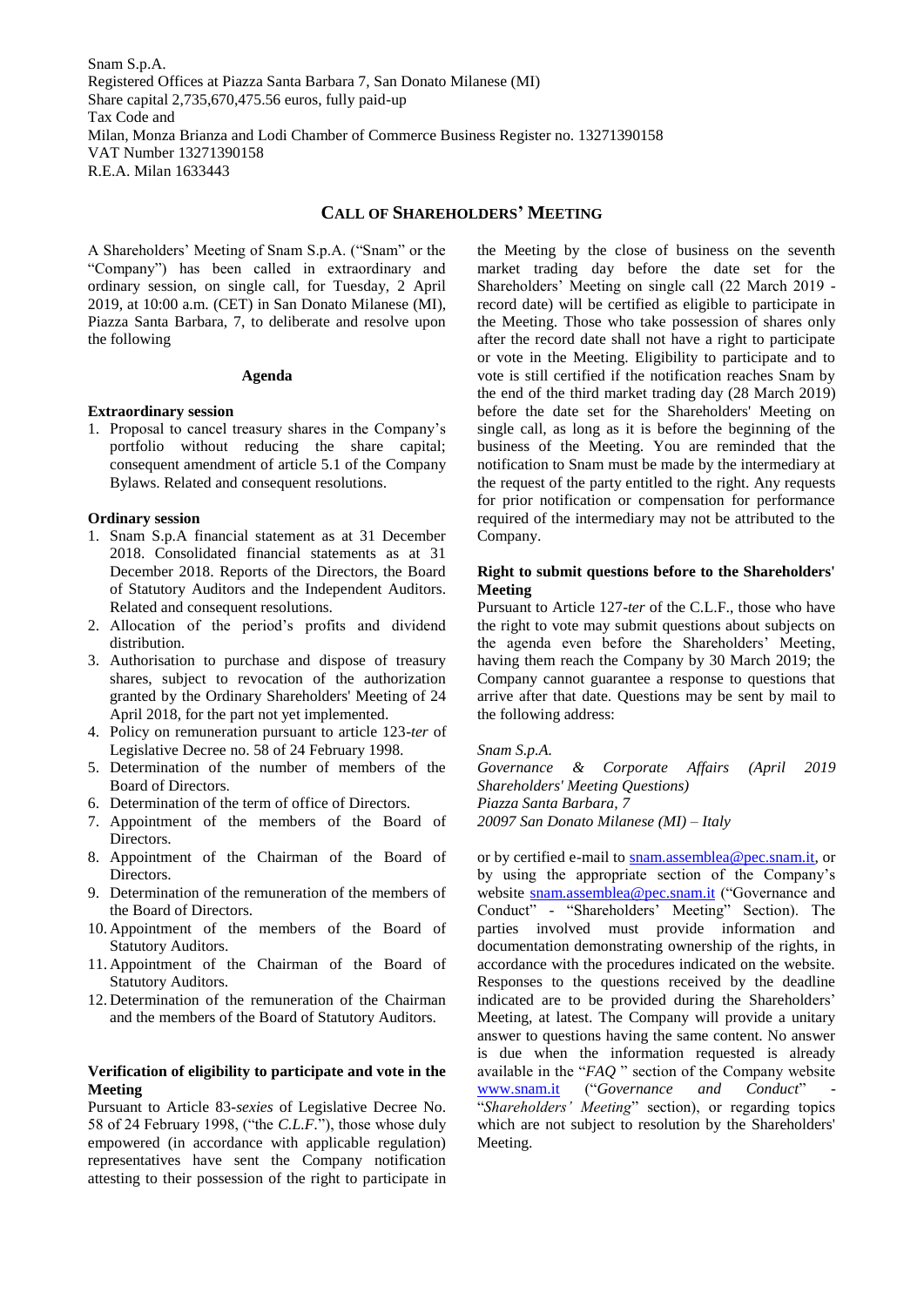Snam S.p.A.
Registered Offices at Piazza Santa Barbara 7, San Donato Milanese (MI)
Share capital 2,735,670,475.56 euros, fully paid-up
Tax Code and
Milan, Monza Brianza and Lodi Chamber of Commerce Business Register no. 13271390158
VAT Number 13271390158
R.E.A. Milan 1633443

# CALL OF SHAREHOLDERS' MEETING

A Shareholders' Meeting of Snam S.p.A. ("Snam" or the "Company") has been called in extraordinary and ordinary session, on single call, for Tuesday, 2 April 2019, at 10:00 a.m. (CET) in San Donato Milanese (MI), Piazza Santa Barbara, 7, to deliberate and resolve upon the following

**Agenda**

**Extraordinary session**

1. Proposal to cancel treasury shares in the Company's portfolio without reducing the share capital; consequent amendment of article 5.1 of the Company Bylaws. Related and consequent resolutions.

**Ordinary session**

1. Snam S.p.A financial statement as at 31 December 2018. Consolidated financial statements as at 31 December 2018. Reports of the Directors, the Board of Statutory Auditors and the Independent Auditors. Related and consequent resolutions.
2. Allocation of the period's profits and dividend distribution.
3. Authorisation to purchase and dispose of treasury shares, subject to revocation of the authorization granted by the Ordinary Shareholders' Meeting of 24 April 2018, for the part not yet implemented.
4. Policy on remuneration pursuant to article 123-*ter* of Legislative Decree no. 58 of 24 February 1998.
5. Determination of the number of members of the Board of Directors.
6. Determination of the term of office of Directors.
7. Appointment of the members of the Board of Directors.
8. Appointment of the Chairman of the Board of Directors.
9. Determination of the remuneration of the members of the Board of Directors.
10. Appointment of the members of the Board of Statutory Auditors.
11. Appointment of the Chairman of the Board of Statutory Auditors.
12. Determination of the remuneration of the Chairman and the members of the Board of Statutory Auditors.

**Verification of eligibility to participate and vote in the Meeting**

Pursuant to Article 83-*sexies* of Legislative Decree No. 58 of 24 February 1998, ("the *C.L.F.*"), those whose duly empowered (in accordance with applicable regulation) representatives have sent the Company notification attesting to their possession of the right to participate in the Meeting by the close of business on the seventh market trading day before the date set for the Shareholders' Meeting on single call (22 March 2019 - record date) will be certified as eligible to participate in the Meeting. Those who take possession of shares only after the record date shall not have a right to participate or vote in the Meeting. Eligibility to participate and to vote is still certified if the notification reaches Snam by the end of the third market trading day (28 March 2019) before the date set for the Shareholders' Meeting on single call, as long as it is before the beginning of the business of the Meeting. You are reminded that the notification to Snam must be made by the intermediary at the request of the party entitled to the right. Any requests for prior notification or compensation for performance required of the intermediary may not be attributed to the Company.

**Right to submit questions before to the Shareholders' Meeting**

Pursuant to Article 127-*ter* of the C.L.F., those who have the right to vote may submit questions about subjects on the agenda even before the Shareholders' Meeting, having them reach the Company by 30 March 2019; the Company cannot guarantee a response to questions that arrive after that date. Questions may be sent by mail to the following address:

*Snam S.p.A.*
*Governance & Corporate Affairs (April 2019 Shareholders' Meeting Questions)*
*Piazza Santa Barbara, 7*
*20097 San Donato Milanese (MI) – Italy*

or by certified e-mail to snam.assemblea@pec.snam.it, or by using the appropriate section of the Company's website snam.assemblea@pec.snam.it ("Governance and Conduct" - "Shareholders' Meeting" Section). The parties involved must provide information and documentation demonstrating ownership of the rights, in accordance with the procedures indicated on the website. Responses to the questions received by the deadline indicated are to be provided during the Shareholders' Meeting, at latest. The Company will provide a unitary answer to questions having the same content. No answer is due when the information requested is already available in the "*FAQ* " section of the Company website www.snam.it ("*Governance and Conduct*" - "*Shareholders' Meeting*" section), or regarding topics which are not subject to resolution by the Shareholders' Meeting.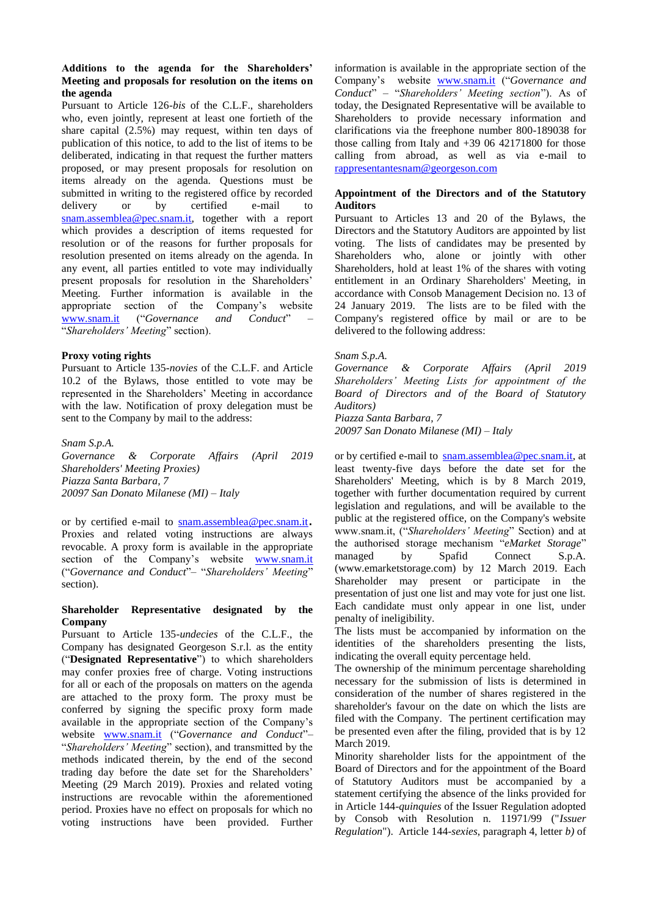**Additions to the agenda for the Shareholders' Meeting and proposals for resolution on the items on the agenda**

Pursuant to Article 126-*bis* of the C.L.F., shareholders who, even jointly, represent at least one fortieth of the share capital (2.5%) may request, within ten days of publication of this notice, to add to the list of items to be deliberated, indicating in that request the further matters proposed, or may present proposals for resolution on items already on the agenda. Questions must be submitted in writing to the registered office by recorded delivery or by certified e-mail to snam.assemblea@pec.snam.it, together with a report which provides a description of items requested for resolution or of the reasons for further proposals for resolution presented on items already on the agenda. In any event, all parties entitled to vote may individually present proposals for resolution in the Shareholders' Meeting. Further information is available in the appropriate section of the Company's website www.snam.it ("*Governance and Conduct*" – "*Shareholders' Meeting*" section).

**Proxy voting rights**

Pursuant to Article 135-*novies* of the C.L.F. and Article 10.2 of the Bylaws, those entitled to vote may be represented in the Shareholders' Meeting in accordance with the law. Notification of proxy delegation must be sent to the Company by mail to the address:

*Snam S.p.A.*
*Governance & Corporate Affairs (April 2019 Shareholders' Meeting Proxies)*
*Piazza Santa Barbara, 7*
*20097 San Donato Milanese (MI) – Italy*

or by certified e-mail to snam.assemblea@pec.snam.it**.** Proxies and related voting instructions are always revocable. A proxy form is available in the appropriate section of the Company's website www.snam.it ("*Governance and Conduct*"– "*Shareholders' Meeting*" section).

**Shareholder Representative designated by the Company**

Pursuant to Article 135-*undecies* of the C.L.F., the Company has designated Georgeson S.r.l. as the entity ("**Designated Representative**") to which shareholders may confer proxies free of charge. Voting instructions for all or each of the proposals on matters on the agenda are attached to the proxy form. The proxy must be conferred by signing the specific proxy form made available in the appropriate section of the Company's website www.snam.it ("*Governance and Conduct*"– "*Shareholders' Meeting*" section), and transmitted by the methods indicated therein, by the end of the second trading day before the date set for the Shareholders' Meeting (29 March 2019). Proxies and related voting instructions are revocable within the aforementioned period. Proxies have no effect on proposals for which no voting instructions have been provided. Further information is available in the appropriate section of the Company's website www.snam.it ("*Governance and Conduct*" – "*Shareholders' Meeting section*"). As of today, the Designated Representative will be available to Shareholders to provide necessary information and clarifications via the freephone number 800-189038 for those calling from Italy and +39 06 42171800 for those calling from abroad, as well as via e-mail to rappresentantesnam@georgeson.com

**Appointment of the Directors and of the Statutory Auditors**

Pursuant to Articles 13 and 20 of the Bylaws, the Directors and the Statutory Auditors are appointed by list voting. The lists of candidates may be presented by Shareholders who, alone or jointly with other Shareholders, hold at least 1% of the shares with voting entitlement in an Ordinary Shareholders' Meeting, in accordance with Consob Management Decision no. 13 of 24 January 2019. The lists are to be filed with the Company's registered office by mail or are to be delivered to the following address:

*Snam S.p.A.*
*Governance & Corporate Affairs (April 2019 Shareholders' Meeting Lists for appointment of the Board of Directors and of the Board of Statutory Auditors)*
*Piazza Santa Barbara, 7*
*20097 San Donato Milanese (MI) – Italy*

or by certified e-mail to snam.assemblea@pec.snam.it, at least twenty-five days before the date set for the Shareholders' Meeting, which is by 8 March 2019, together with further documentation required by current legislation and regulations, and will be available to the public at the registered office, on the Company's website www.snam.it, ("*Shareholders' Meeting*" Section) and at the authorised storage mechanism "*eMarket Storage*" managed by Spafid Connect S.p.A. (www.emarketstorage.com) by 12 March 2019. Each Shareholder may present or participate in the presentation of just one list and may vote for just one list. Each candidate must only appear in one list, under penalty of ineligibility.

The lists must be accompanied by information on the identities of the shareholders presenting the lists, indicating the overall equity percentage held.

The ownership of the minimum percentage shareholding necessary for the submission of lists is determined in consideration of the number of shares registered in the shareholder's favour on the date on which the lists are filed with the Company. The pertinent certification may be presented even after the filing, provided that is by 12 March 2019.

Minority shareholder lists for the appointment of the Board of Directors and for the appointment of the Board of Statutory Auditors must be accompanied by a statement certifying the absence of the links provided for in Article 144-*quinquies* of the Issuer Regulation adopted by Consob with Resolution n. 11971/99 ("*Issuer Regulation*"). Article 144-*sexies*, paragraph 4, letter *b)* of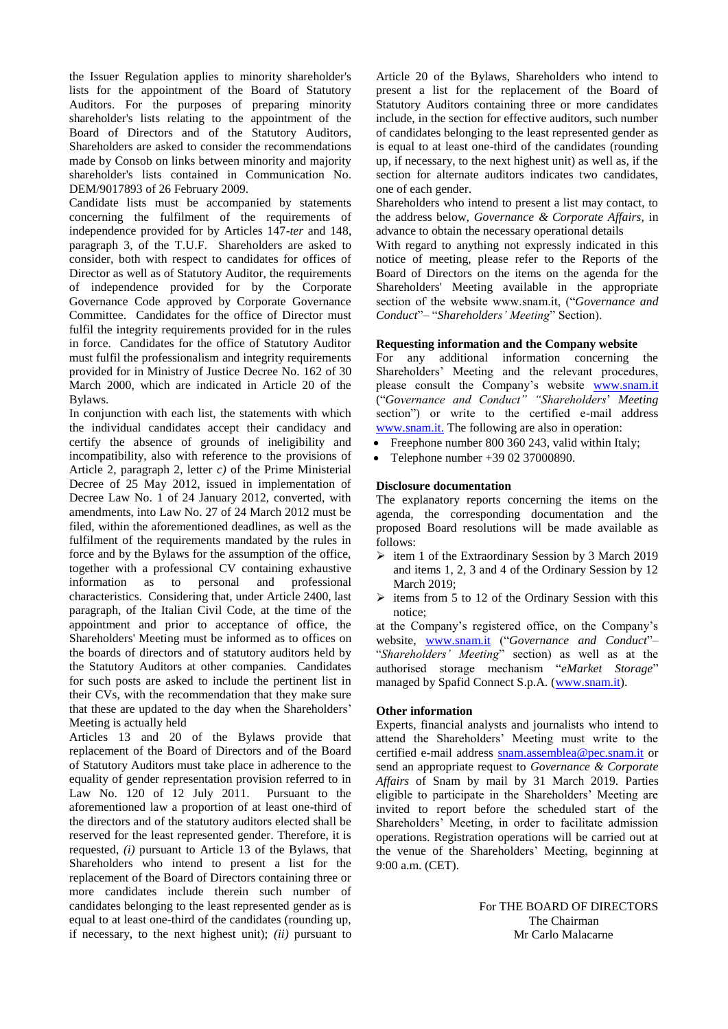the Issuer Regulation applies to minority shareholder's lists for the appointment of the Board of Statutory Auditors. For the purposes of preparing minority shareholder's lists relating to the appointment of the Board of Directors and of the Statutory Auditors, Shareholders are asked to consider the recommendations made by Consob on links between minority and majority shareholder's lists contained in Communication No. DEM/9017893 of 26 February 2009.

Candidate lists must be accompanied by statements concerning the fulfilment of the requirements of independence provided for by Articles 147-*ter* and 148, paragraph 3, of the T.U.F. Shareholders are asked to consider, both with respect to candidates for offices of Director as well as of Statutory Auditor, the requirements of independence provided for by the Corporate Governance Code approved by Corporate Governance Committee. Candidates for the office of Director must fulfil the integrity requirements provided for in the rules in force. Candidates for the office of Statutory Auditor must fulfil the professionalism and integrity requirements provided for in Ministry of Justice Decree No. 162 of 30 March 2000, which are indicated in Article 20 of the Bylaws.

In conjunction with each list, the statements with which the individual candidates accept their candidacy and certify the absence of grounds of ineligibility and incompatibility, also with reference to the provisions of Article 2, paragraph 2, letter *c)* of the Prime Ministerial Decree of 25 May 2012, issued in implementation of Decree Law No. 1 of 24 January 2012, converted, with amendments, into Law No. 27 of 24 March 2012 must be filed, within the aforementioned deadlines, as well as the fulfilment of the requirements mandated by the rules in force and by the Bylaws for the assumption of the office, together with a professional CV containing exhaustive information as to personal and professional characteristics. Considering that, under Article 2400, last paragraph, of the Italian Civil Code, at the time of the appointment and prior to acceptance of office, the Shareholders' Meeting must be informed as to offices on the boards of directors and of statutory auditors held by the Statutory Auditors at other companies. Candidates for such posts are asked to include the pertinent list in their CVs, with the recommendation that they make sure that these are updated to the day when the Shareholders' Meeting is actually held

Articles 13 and 20 of the Bylaws provide that replacement of the Board of Directors and of the Board of Statutory Auditors must take place in adherence to the equality of gender representation provision referred to in Law No. 120 of 12 July 2011. Pursuant to the aforementioned law a proportion of at least one-third of the directors and of the statutory auditors elected shall be reserved for the least represented gender. Therefore, it is requested, *(i)* pursuant to Article 13 of the Bylaws, that Shareholders who intend to present a list for the replacement of the Board of Directors containing three or more candidates include therein such number of candidates belonging to the least represented gender as is equal to at least one-third of the candidates (rounding up, if necessary, to the next highest unit); *(ii)* pursuant to Article 20 of the Bylaws, Shareholders who intend to present a list for the replacement of the Board of Statutory Auditors containing three or more candidates include, in the section for effective auditors, such number of candidates belonging to the least represented gender as is equal to at least one-third of the candidates (rounding up, if necessary, to the next highest unit) as well as, if the section for alternate auditors indicates two candidates, one of each gender.

Shareholders who intend to present a list may contact, to the address below, *Governance & Corporate Affairs*, in advance to obtain the necessary operational details

With regard to anything not expressly indicated in this notice of meeting, please refer to the Reports of the Board of Directors on the items on the agenda for the Shareholders' Meeting available in the appropriate section of the website www.snam.it, ("*Governance and Conduct*"– "*Shareholders' Meeting*" Section).

**Requesting information and the Company website**

For any additional information concerning the Shareholders' Meeting and the relevant procedures, please consult the Company's website www.snam.it ("*Governance and Conduct" "Shareholders*' *Meeting* section") or write to the certified e-mail address www.snam.it. The following are also in operation:

- Freephone number 800 360 243, valid within Italy;
- Telephone number +39 02 37000890.

**Disclosure documentation**

The explanatory reports concerning the items on the agenda, the corresponding documentation and the proposed Board resolutions will be made available as follows:

- item 1 of the Extraordinary Session by 3 March 2019 and items 1, 2, 3 and 4 of the Ordinary Session by 12 March 2019;
- items from 5 to 12 of the Ordinary Session with this notice;

at the Company's registered office, on the Company's website, www.snam.it ("*Governance and Conduct*"– "*Shareholders' Meeting*" section) as well as at the authorised storage mechanism "*eMarket Storage*" managed by Spafid Connect S.p.A. (www.snam.it).

**Other information**

Experts, financial analysts and journalists who intend to attend the Shareholders' Meeting must write to the certified e-mail address snam.assemblea@pec.snam.it or send an appropriate request to *Governance & Corporate Affairs* of Snam by mail by 31 March 2019. Parties eligible to participate in the Shareholders' Meeting are invited to report before the scheduled start of the Shareholders' Meeting, in order to facilitate admission operations. Registration operations will be carried out at the venue of the Shareholders' Meeting, beginning at 9:00 a.m. (CET).

For THE BOARD OF DIRECTORS
The Chairman
Mr Carlo Malacarne